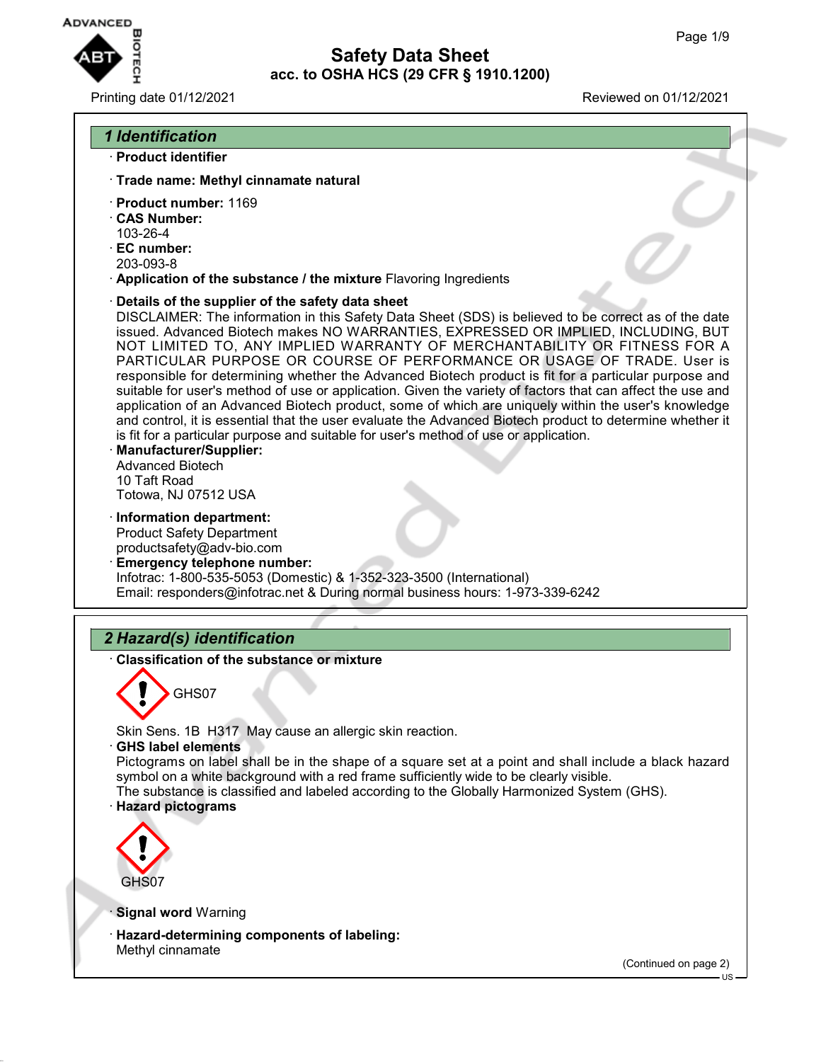# Safety Data Sheet
## acc. to OSHA HCS (29 CFR § 1910.1200)

Printing date 01/12/2021 Reviewed on 01/12/2021

## 1 Identification

· **Product identifier**

· **Trade name: Methyl cinnamate natural**

· **Product number:** 1169
· **CAS Number:**
103-26-4
· **EC number:**
203-093-8
· **Application of the substance / the mixture** Flavoring Ingredients

· **Details of the supplier of the safety data sheet**
DISCLAIMER: The information in this Safety Data Sheet (SDS) is believed to be correct as of the date issued. Advanced Biotech makes NO WARRANTIES, EXPRESSED OR IMPLIED, INCLUDING, BUT NOT LIMITED TO, ANY IMPLIED WARRANTY OF MERCHANTABILITY OR FITNESS FOR A PARTICULAR PURPOSE OR COURSE OF PERFORMANCE OR USAGE OF TRADE. User is responsible for determining whether the Advanced Biotech product is fit for a particular purpose and suitable for user's method of use or application. Given the variety of factors that can affect the use and application of an Advanced Biotech product, some of which are uniquely within the user's knowledge and control, it is essential that the user evaluate the Advanced Biotech product to determine whether it is fit for a particular purpose and suitable for user's method of use or application.
· **Manufacturer/Supplier:**
Advanced Biotech
10 Taft Road
Totowa, NJ 07512 USA

· **Information department:**
Product Safety Department
productsafety@adv-bio.com
· **Emergency telephone number:**
Infotrac: 1-800-535-5053 (Domestic) & 1-352-323-3500 (International)
Email: responders@infotrac.net & During normal business hours: 1-973-339-6242

## 2 Hazard(s) identification

· **Classification of the substance or mixture**

GHS07

Skin Sens. 1B H317 May cause an allergic skin reaction.
· **GHS label elements**
Pictograms on label shall be in the shape of a square set at a point and shall include a black hazard symbol on a white background with a red frame sufficiently wide to be clearly visible.
The substance is classified and labeled according to the Globally Harmonized System (GHS).
· **Hazard pictograms**

GHS07

· **Signal word** Warning

· **Hazard-determining components of labeling:**
Methyl cinnamate

(Continued on page 2)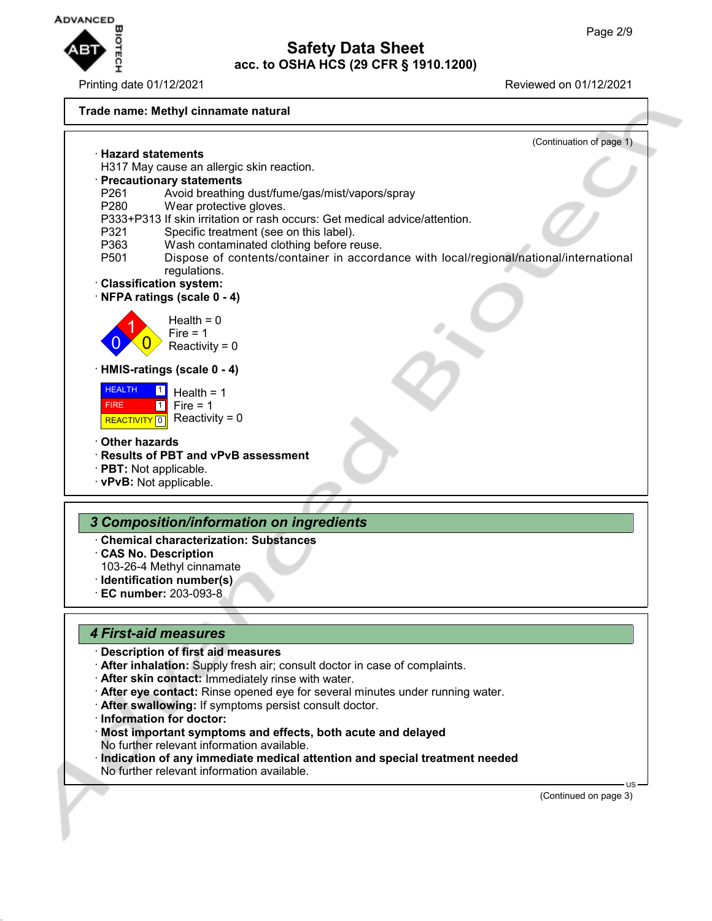**Trade name: Methyl cinnamate natural**

(Continuation of page 1)

· **Hazard statements**
H317 May cause an allergic skin reaction.

· **Precautionary statements**

P261 Avoid breathing dust/fume/gas/mist/vapors/spray
P280 Wear protective gloves.
P333+P313 If skin irritation or rash occurs: Get medical advice/attention.
P321 Specific treatment (see on this label).
P363 Wash contaminated clothing before reuse.
P501 Dispose of contents/container in accordance with local/regional/national/international regulations.

· **Classification system:**

· **NFPA ratings (scale 0 - 4)**

Health = 0
Fire = 1
Reactivity = 0

· **HMIS-ratings (scale 0 - 4)**

| | | |
|---|---|---|
| HEALTH | 1 | Health = 1 |
| FIRE | 1 | Fire = 1 |
| REACTIVITY | 0 | Reactivity = 0 |

· **Other hazards**

· **Results of PBT and vPvB assessment**

· **PBT:** Not applicable.

· **vPvB:** Not applicable.

## 3 Composition/information on ingredients

· **Chemical characterization: Substances**

· **CAS No. Description**
103-26-4 Methyl cinnamate

· **Identification number(s)**

· **EC number:** 203-093-8

## 4 First-aid measures

· **Description of first aid measures**

· **After inhalation:** Supply fresh air; consult doctor in case of complaints.

· **After skin contact:** Immediately rinse with water.

· **After eye contact:** Rinse opened eye for several minutes under running water.

· **After swallowing:** If symptoms persist consult doctor.

· **Information for doctor:**

· **Most important symptoms and effects, both acute and delayed**
No further relevant information available.

· **Indication of any immediate medical attention and special treatment needed**
No further relevant information available.

(Continued on page 3)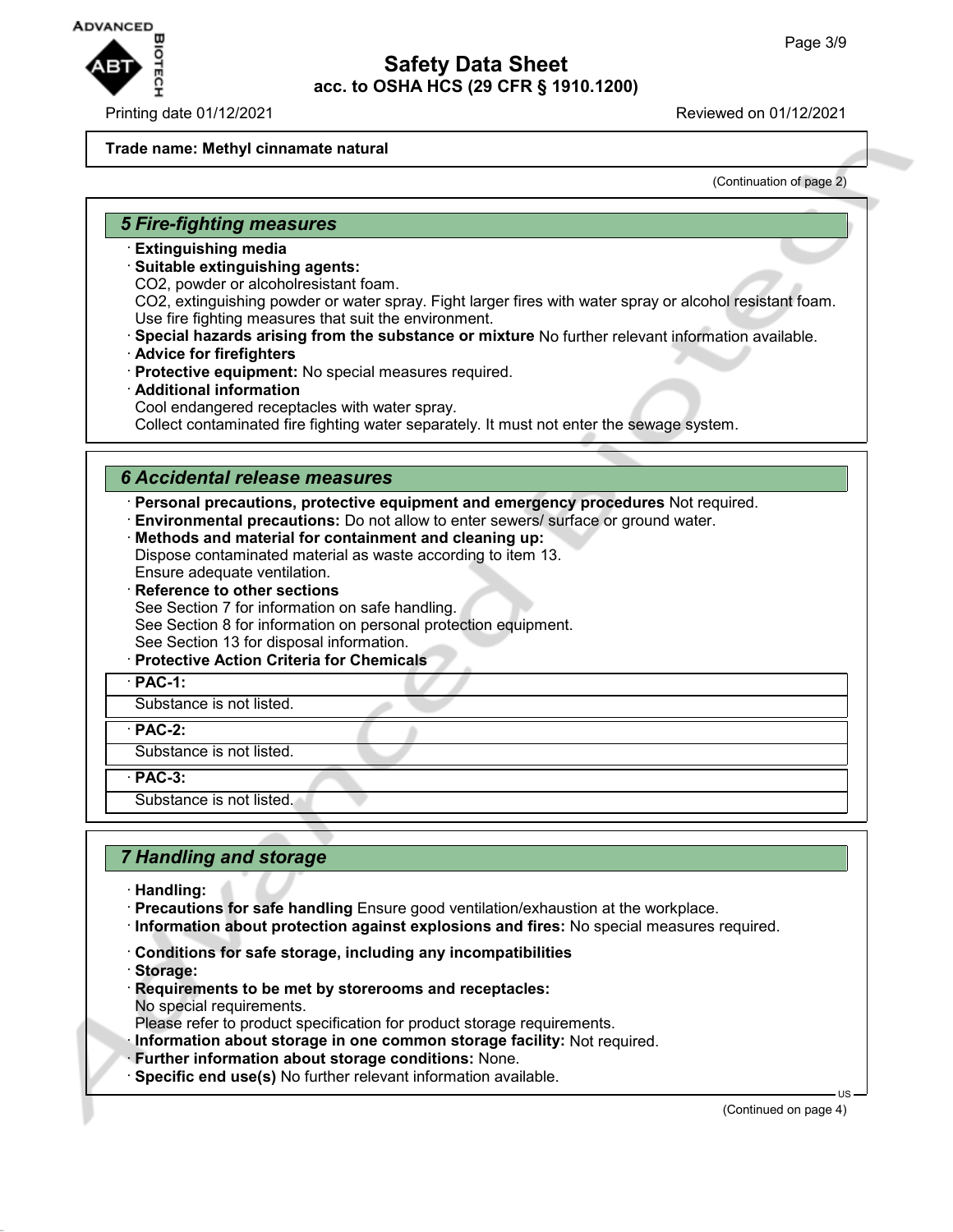**Trade name: Methyl cinnamate natural**

(Continuation of page 2)

## 5 Fire-fighting measures

· **Extinguishing media**
· **Suitable extinguishing agents:**
CO2, powder or alcoholresistant foam.
CO2, extinguishing powder or water spray. Fight larger fires with water spray or alcohol resistant foam.
Use fire fighting measures that suit the environment.
· **Special hazards arising from the substance or mixture** No further relevant information available.
· **Advice for firefighters**
· **Protective equipment:** No special measures required.
· **Additional information**
Cool endangered receptacles with water spray.
Collect contaminated fire fighting water separately. It must not enter the sewage system.

## 6 Accidental release measures

· **Personal precautions, protective equipment and emergency procedures** Not required.
· **Environmental precautions:** Do not allow to enter sewers/ surface or ground water.
· **Methods and material for containment and cleaning up:**
Dispose contaminated material as waste according to item 13.
Ensure adequate ventilation.
· **Reference to other sections**
See Section 7 for information on safe handling.
See Section 8 for information on personal protection equipment.
See Section 13 for disposal information.
· **Protective Action Criteria for Chemicals**

| · **PAC-1:** |
|---|
| Substance is not listed. |

| · **PAC-2:** |
|---|
| Substance is not listed. |

| · **PAC-3:** |
|---|
| Substance is not listed. |

## 7 Handling and storage

· **Handling:**
· **Precautions for safe handling** Ensure good ventilation/exhaustion at the workplace.
· **Information about protection against explosions and fires:** No special measures required.

· **Conditions for safe storage, including any incompatibilities**
· **Storage:**
· **Requirements to be met by storerooms and receptacles:**
No special requirements.
Please refer to product specification for product storage requirements.
· **Information about storage in one common storage facility:** Not required.
· **Further information about storage conditions:** None.
· **Specific end use(s)** No further relevant information available.

(Continued on page 4)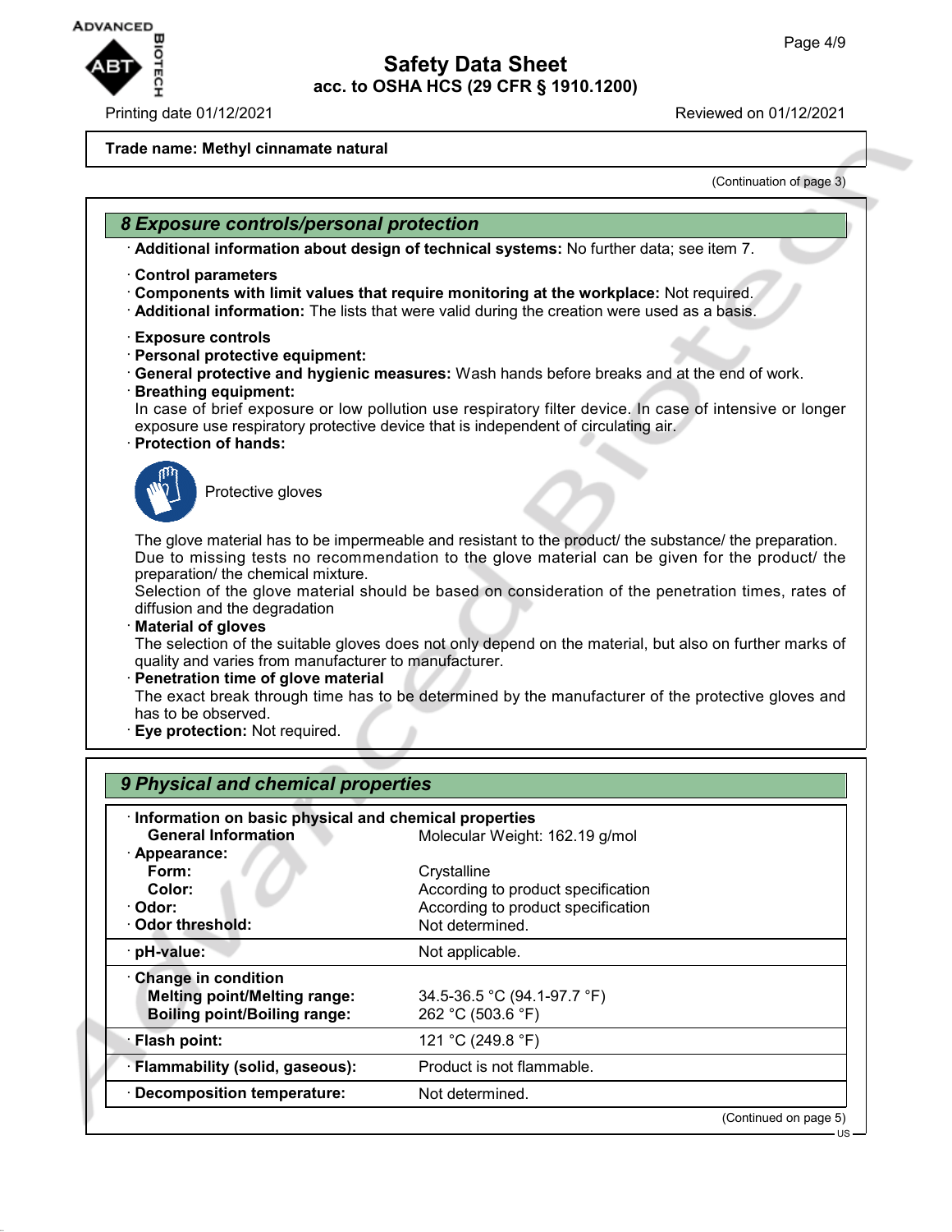Trade name: Methyl cinnamate natural

(Continuation of page 3)

## 8 Exposure controls/personal protection

· **Additional information about design of technical systems:** No further data; see item 7.

· **Control parameters**
· **Components with limit values that require monitoring at the workplace:** Not required.
· **Additional information:** The lists that were valid during the creation were used as a basis.

· **Exposure controls**
· **Personal protective equipment:**
· **General protective and hygienic measures:** Wash hands before breaks and at the end of work.
· **Breathing equipment:**
In case of brief exposure or low pollution use respiratory filter device. In case of intensive or longer exposure use respiratory protective device that is independent of circulating air.
· **Protection of hands:**

Protective gloves

The glove material has to be impermeable and resistant to the product/ the substance/ the preparation.
Due to missing tests no recommendation to the glove material can be given for the product/ the preparation/ the chemical mixture.
Selection of the glove material should be based on consideration of the penetration times, rates of diffusion and the degradation
· **Material of gloves**
The selection of the suitable gloves does not only depend on the material, but also on further marks of quality and varies from manufacturer to manufacturer.
· **Penetration time of glove material**
The exact break through time has to be determined by the manufacturer of the protective gloves and has to be observed.
· **Eye protection:** Not required.

## 9 Physical and chemical properties

| | |
|---|---|
| · **Information on basic physical and chemical properties** | |
| **General Information** | Molecular Weight: 162.19 g/mol |
| · **Appearance:** | |
| **Form:** | Crystalline |
| **Color:** | According to product specification |
| · **Odor:** | According to product specification |
| · **Odor threshold:** | Not determined. |
| · **pH-value:** | Not applicable. |
| · **Change in condition** | |
| **Melting point/Melting range:** | 34.5-36.5 °C (94.1-97.7 °F) |
| **Boiling point/Boiling range:** | 262 °C (503.6 °F) |
| · **Flash point:** | 121 °C (249.8 °F) |
| · **Flammability (solid, gaseous):** | Product is not flammable. |
| · **Decomposition temperature:** | Not determined. |

(Continued on page 5)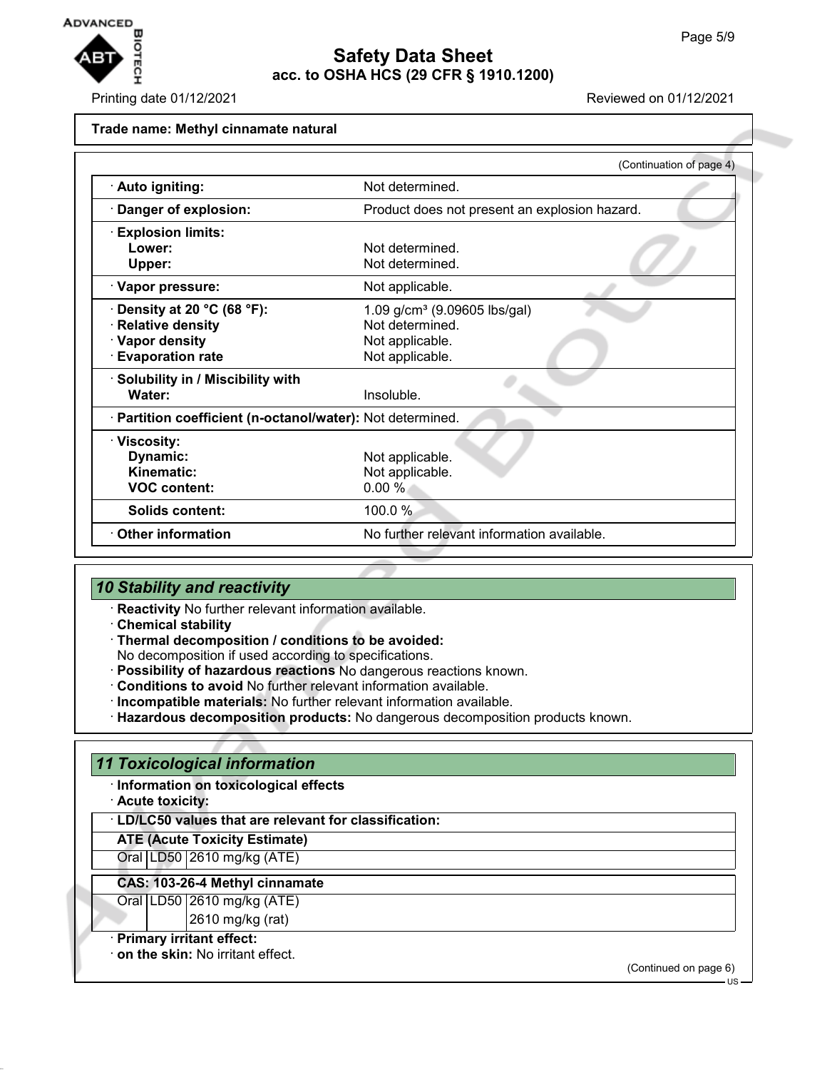Trade name: Methyl cinnamate natural

(Continuation of page 4)

| | |
|---|---|
| · **Auto igniting:** | Not determined. |
| · **Danger of explosion:** | Product does not present an explosion hazard. |
| · **Explosion limits:** | |
| **Lower:** | Not determined. |
| **Upper:** | Not determined. |
| · **Vapor pressure:** | Not applicable. |
| · **Density at 20 °C (68 °F):** | 1.09 g/cm³ (9.09605 lbs/gal) |
| · **Relative density** | Not determined. |
| · **Vapor density** | Not applicable. |
| · **Evaporation rate** | Not applicable. |
| · **Solubility in / Miscibility with** | |
| **Water:** | Insoluble. |
| · **Partition coefficient (n-octanol/water):** | Not determined. |
| · **Viscosity:** | |
| **Dynamic:** | Not applicable. |
| **Kinematic:** | Not applicable. |
| **VOC content:** | 0.00 % |
| **Solids content:** | 100.0 % |
| · **Other information** | No further relevant information available. |

## 10 Stability and reactivity

· **Reactivity** No further relevant information available.
· **Chemical stability**
· **Thermal decomposition / conditions to be avoided:**
No decomposition if used according to specifications.
· **Possibility of hazardous reactions** No dangerous reactions known.
· **Conditions to avoid** No further relevant information available.
· **Incompatible materials:** No further relevant information available.
· **Hazardous decomposition products:** No dangerous decomposition products known.

## 11 Toxicological information

· **Information on toxicological effects**
· **Acute toxicity:**

| · **LD/LC50 values that are relevant for classification:** | | |
|---|---|---|
| **ATE (Acute Toxicity Estimate)** | | |
| Oral | LD50 | 2610 mg/kg (ATE) |
| **CAS: 103-26-4 Methyl cinnamate** | | |
| Oral | LD50 | 2610 mg/kg (ATE) |
| | | 2610 mg/kg (rat) |

· **Primary irritant effect:**
· **on the skin:** No irritant effect.

(Continued on page 6)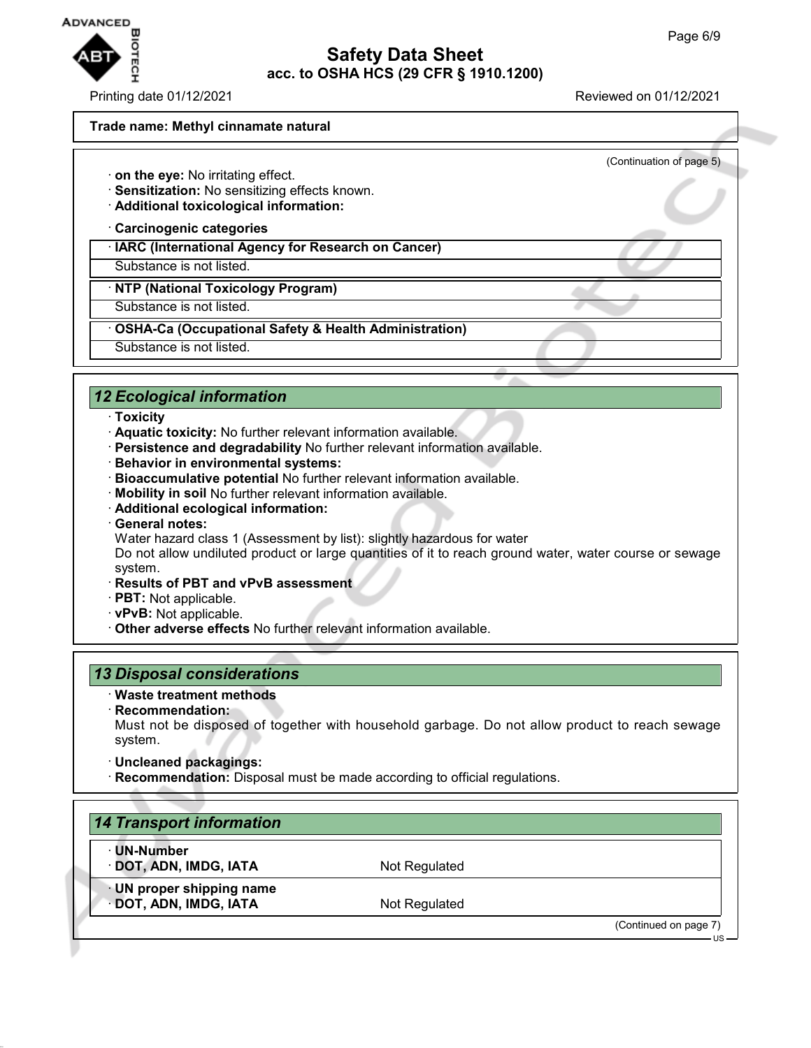**Trade name: Methyl cinnamate natural**

(Continuation of page 5)

- **on the eye:** No irritating effect.
- **Sensitization:** No sensitizing effects known.
- **Additional toxicological information:**
- **Carcinogenic categories**

| · IARC (International Agency for Research on Cancer) |
|---|
| Substance is not listed. |

| · NTP (National Toxicology Program) |
|---|
| Substance is not listed. |

| · OSHA-Ca (Occupational Safety & Health Administration) |
|---|
| Substance is not listed. |

## *12 Ecological information*

- **Toxicity**
- **Aquatic toxicity:** No further relevant information available.
- **Persistence and degradability** No further relevant information available.
- **Behavior in environmental systems:**
- **Bioaccumulative potential** No further relevant information available.
- **Mobility in soil** No further relevant information available.
- **Additional ecological information:**
- **General notes:**
  Water hazard class 1 (Assessment by list): slightly hazardous for water
  Do not allow undiluted product or large quantities of it to reach ground water, water course or sewage system.
- **Results of PBT and vPvB assessment**
- **PBT:** Not applicable.
- **vPvB:** Not applicable.
- **Other adverse effects** No further relevant information available.

## *13 Disposal considerations*

- **Waste treatment methods**
- **Recommendation:**
  Must not be disposed of together with household garbage. Do not allow product to reach sewage system.
- **Uncleaned packagings:**
- **Recommendation:** Disposal must be made according to official regulations.

## *14 Transport information*

| | |
|---|---|
| · **UN-Number** | |
| · **DOT, ADN, IMDG, IATA** | Not Regulated |
| · **UN proper shipping name** | |
| · **DOT, ADN, IMDG, IATA** | Not Regulated |

(Continued on page 7)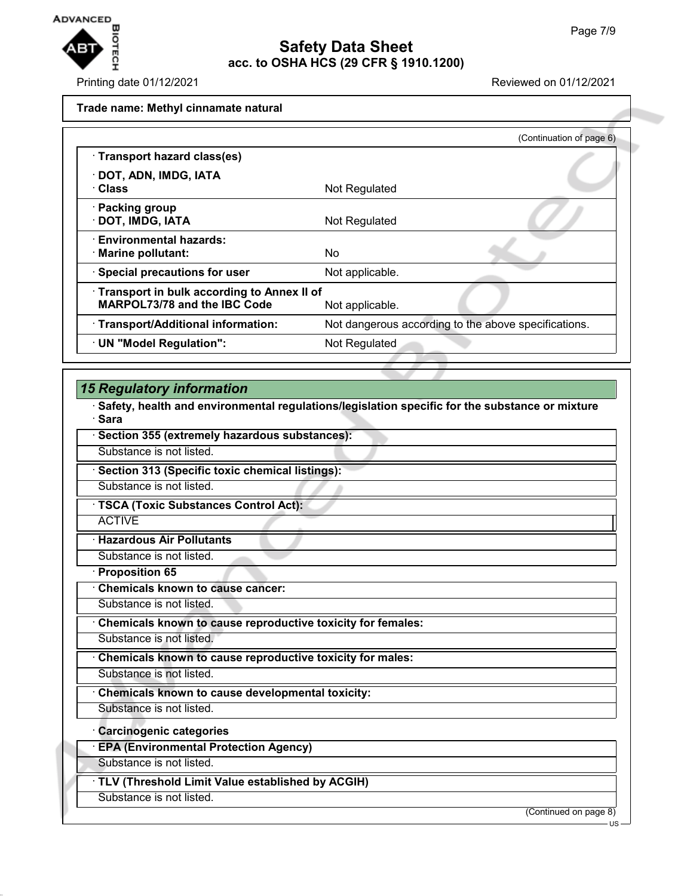Trade name: Methyl cinnamate natural

(Continuation of page 6)

| · Transport hazard class(es) | |
|---|---|
| · DOT, ADN, IMDG, IATA<br>· Class | Not Regulated |
| · Packing group<br>· DOT, IMDG, IATA | Not Regulated |
| · Environmental hazards:<br>· Marine pollutant: | No |
| · Special precautions for user | Not applicable. |
| · Transport in bulk according to Annex II of MARPOL73/78 and the IBC Code | Not applicable. |
| · Transport/Additional information: | Not dangerous according to the above specifications. |
| · UN "Model Regulation": | Not Regulated |

## 15 Regulatory information

· **Safety, health and environmental regulations/legislation specific for the substance or mixture**

· **Sara**

· **Section 355 (extremely hazardous substances):**

Substance is not listed.

· **Section 313 (Specific toxic chemical listings):**

Substance is not listed.

· **TSCA (Toxic Substances Control Act):**

ACTIVE

· **Hazardous Air Pollutants**

Substance is not listed.

· **Proposition 65**

· **Chemicals known to cause cancer:**

Substance is not listed.

· **Chemicals known to cause reproductive toxicity for females:**

Substance is not listed.

· **Chemicals known to cause reproductive toxicity for males:**

Substance is not listed.

· **Chemicals known to cause developmental toxicity:**

Substance is not listed.

· **Carcinogenic categories**

· **EPA (Environmental Protection Agency)**

Substance is not listed.

· **TLV (Threshold Limit Value established by ACGIH)**

Substance is not listed.

(Continued on page 8)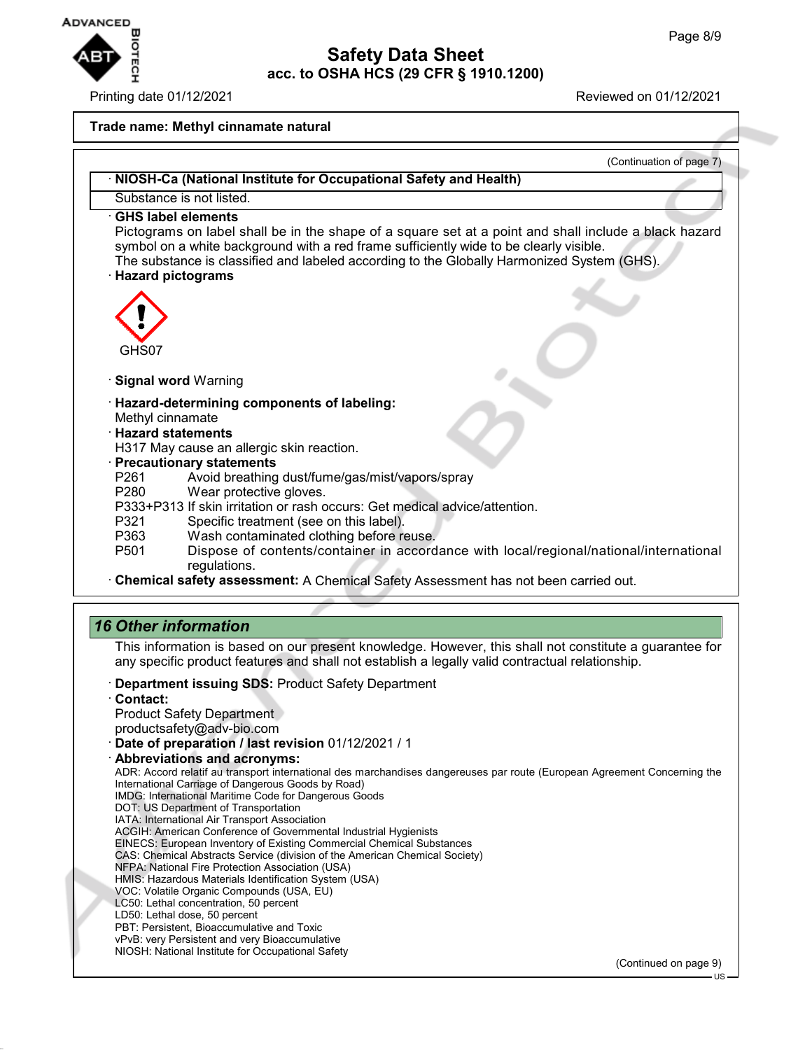Trade name: Methyl cinnamate natural

(Continuation of page 7)

· **NIOSH-Ca (National Institute for Occupational Safety and Health)**

Substance is not listed.

· **GHS label elements**

Pictograms on label shall be in the shape of a square set at a point and shall include a black hazard symbol on a white background with a red frame sufficiently wide to be clearly visible.

The substance is classified and labeled according to the Globally Harmonized System (GHS).

· **Hazard pictograms**

GHS07

· **Signal word** Warning

· **Hazard-determining components of labeling:**
Methyl cinnamate

· **Hazard statements**
H317 May cause an allergic skin reaction.

· **Precautionary statements**

P261 Avoid breathing dust/fume/gas/mist/vapors/spray
P280 Wear protective gloves.
P333+P313 If skin irritation or rash occurs: Get medical advice/attention.
P321 Specific treatment (see on this label).
P363 Wash contaminated clothing before reuse.
P501 Dispose of contents/container in accordance with local/regional/national/international regulations.

· **Chemical safety assessment:** A Chemical Safety Assessment has not been carried out.

## 16 Other information

This information is based on our present knowledge. However, this shall not constitute a guarantee for any specific product features and shall not establish a legally valid contractual relationship.

· **Department issuing SDS:** Product Safety Department

· **Contact:**
Product Safety Department
productsafety@adv-bio.com

· **Date of preparation / last revision** 01/12/2021 / 1

· **Abbreviations and acronyms:**

ADR: Accord relatif au transport international des marchandises dangereuses par route (European Agreement Concerning the International Carriage of Dangerous Goods by Road)
IMDG: International Maritime Code for Dangerous Goods
DOT: US Department of Transportation
IATA: International Air Transport Association
ACGIH: American Conference of Governmental Industrial Hygienists
EINECS: European Inventory of Existing Commercial Chemical Substances
CAS: Chemical Abstracts Service (division of the American Chemical Society)
NFPA: National Fire Protection Association (USA)
HMIS: Hazardous Materials Identification System (USA)
VOC: Volatile Organic Compounds (USA, EU)
LC50: Lethal concentration, 50 percent
LD50: Lethal dose, 50 percent
PBT: Persistent, Bioaccumulative and Toxic
vPvB: very Persistent and very Bioaccumulative
NIOSH: National Institute for Occupational Safety

(Continued on page 9)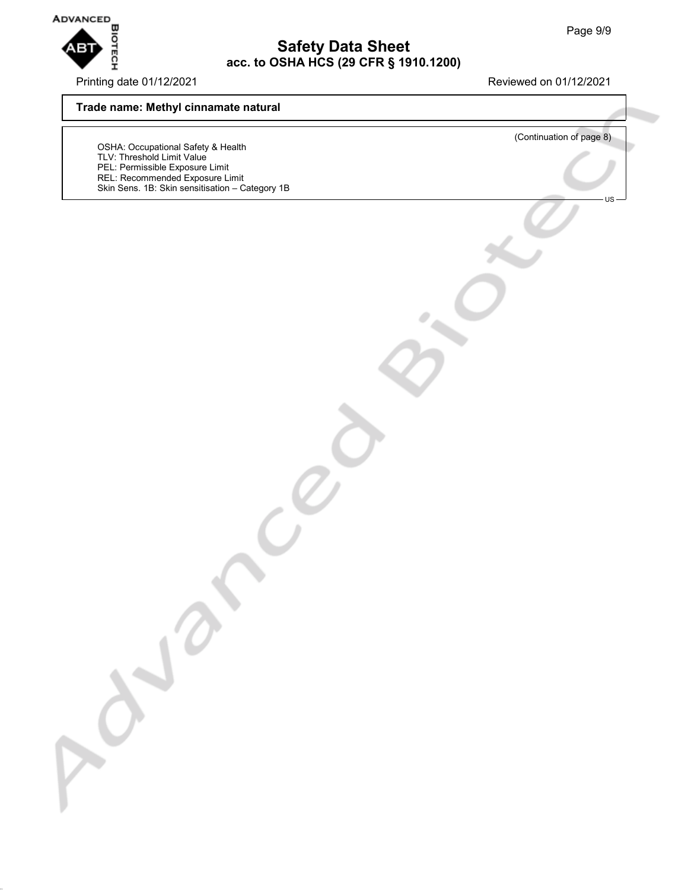**Trade name: Methyl cinnamate natural**

(Continuation of page 8)

OSHA: Occupational Safety & Health
TLV: Threshold Limit Value
PEL: Permissible Exposure Limit
REL: Recommended Exposure Limit
Skin Sens. 1B: Skin sensitisation – Category 1B